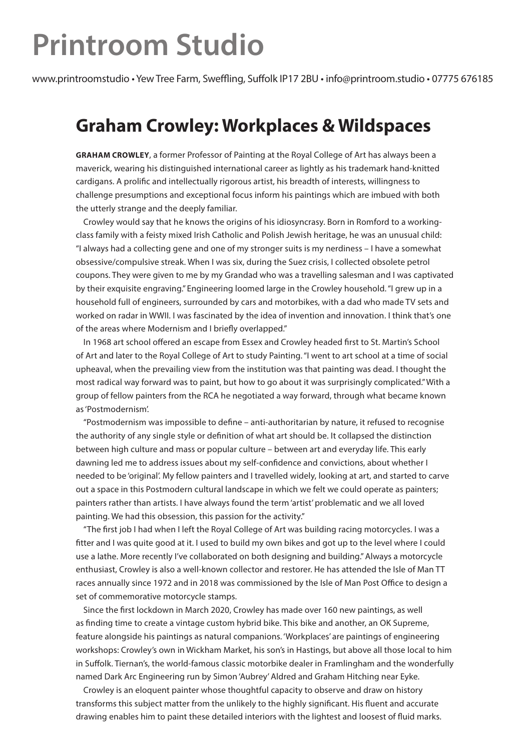# Printroom Studio

www.printroomstudio • Yew Tree Farm, Sweffling, Suffolk IP17 2BU • info@printroom.studio • 07775 676185

## Graham Crowley: Workplaces & Wildspaces

**GRAHAM CROWLEY**, a former Professor of Painting at the Royal College of Art has always been a maverick, wearing his distinguished international career as lightly as his trademark hand-knitted cardigans. A prolific and intellectually rigorous artist, his breadth of interests, willingness to challenge presumptions and exceptional focus inform his paintings which are imbued with both the utterly strange and the deeply familiar.

Crowley would say that he knows the origins of his idiosyncrasy. Born in Romford to a working-class family with a feisty mixed Irish Catholic and Polish Jewish heritage, he was an unusual child: "I always had a collecting gene and one of my stronger suits is my nerdiness – I have a somewhat obsessive/compulsive streak. When I was six, during the Suez crisis, I collected obsolete petrol coupons. They were given to me by my Grandad who was a travelling salesman and I was captivated by their exquisite engraving." Engineering loomed large in the Crowley household. "I grew up in a household full of engineers, surrounded by cars and motorbikes, with a dad who made TV sets and worked on radar in WWII. I was fascinated by the idea of invention and innovation. I think that's one of the areas where Modernism and I briefly overlapped."

In 1968 art school offered an escape from Essex and Crowley headed first to St. Martin's School of Art and later to the Royal College of Art to study Painting. "I went to art school at a time of social upheaval, when the prevailing view from the institution was that painting was dead. I thought the most radical way forward was to paint, but how to go about it was surprisingly complicated." With a group of fellow painters from the RCA he negotiated a way forward, through what became known as 'Postmodernism'.

"Postmodernism was impossible to define – anti-authoritarian by nature, it refused to recognise the authority of any single style or definition of what art should be. It collapsed the distinction between high culture and mass or popular culture – between art and everyday life. This early dawning led me to address issues about my self-confidence and convictions, about whether I needed to be 'original'. My fellow painters and I travelled widely, looking at art, and started to carve out a space in this Postmodern cultural landscape in which we felt we could operate as painters; painters rather than artists. I have always found the term 'artist' problematic and we all loved painting. We had this obsession, this passion for the activity."

"The first job I had when I left the Royal College of Art was building racing motorcycles. I was a fitter and I was quite good at it. I used to build my own bikes and got up to the level where I could use a lathe. More recently I've collaborated on both designing and building." Always a motorcycle enthusiast, Crowley is also a well-known collector and restorer. He has attended the Isle of Man TT races annually since 1972 and in 2018 was commissioned by the Isle of Man Post Office to design a set of commemorative motorcycle stamps.

Since the first lockdown in March 2020, Crowley has made over 160 new paintings, as well as finding time to create a vintage custom hybrid bike. This bike and another, an OK Supreme, feature alongside his paintings as natural companions. 'Workplaces' are paintings of engineering workshops: Crowley's own in Wickham Market, his son's in Hastings, but above all those local to him in Suffolk. Tiernan's, the world-famous classic motorbike dealer in Framlingham and the wonderfully named Dark Arc Engineering run by Simon 'Aubrey' Aldred and Graham Hitching near Eyke.

Crowley is an eloquent painter whose thoughtful capacity to observe and draw on history transforms this subject matter from the unlikely to the highly significant. His fluent and accurate drawing enables him to paint these detailed interiors with the lightest and loosest of fluid marks.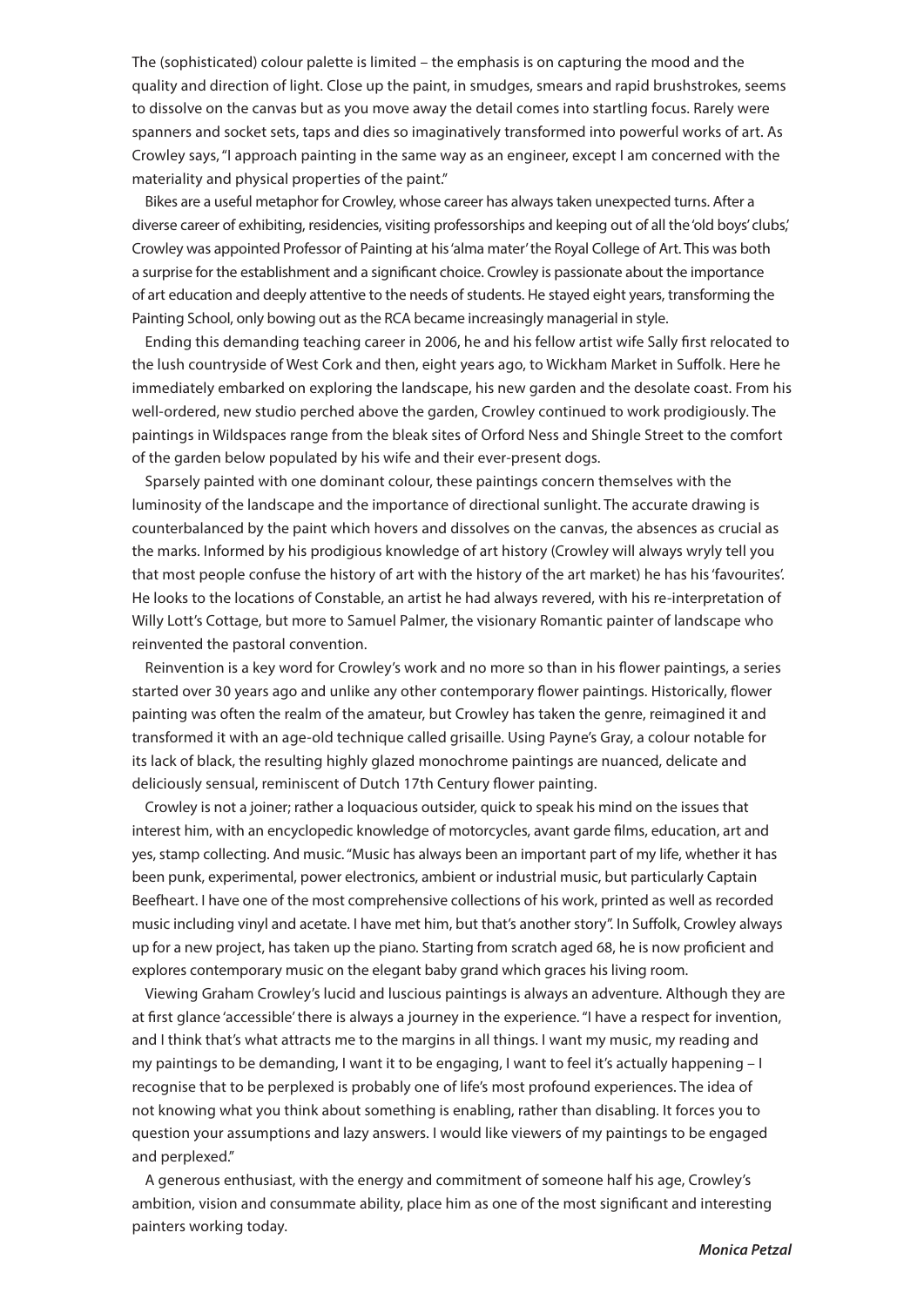The (sophisticated) colour palette is limited – the emphasis is on capturing the mood and the quality and direction of light. Close up the paint, in smudges, smears and rapid brushstrokes, seems to dissolve on the canvas but as you move away the detail comes into startling focus. Rarely were spanners and socket sets, taps and dies so imaginatively transformed into powerful works of art. As Crowley says, "I approach painting in the same way as an engineer, except I am concerned with the materiality and physical properties of the paint."

Bikes are a useful metaphor for Crowley, whose career has always taken unexpected turns. After a diverse career of exhibiting, residencies, visiting professorships and keeping out of all the 'old boys' clubs,' Crowley was appointed Professor of Painting at his 'alma mater' the Royal College of Art. This was both a surprise for the establishment and a significant choice. Crowley is passionate about the importance of art education and deeply attentive to the needs of students. He stayed eight years, transforming the Painting School, only bowing out as the RCA became increasingly managerial in style.

Ending this demanding teaching career in 2006, he and his fellow artist wife Sally first relocated to the lush countryside of West Cork and then, eight years ago, to Wickham Market in Suffolk. Here he immediately embarked on exploring the landscape, his new garden and the desolate coast. From his well-ordered, new studio perched above the garden, Crowley continued to work prodigiously. The paintings in Wildspaces range from the bleak sites of Orford Ness and Shingle Street to the comfort of the garden below populated by his wife and their ever-present dogs.

Sparsely painted with one dominant colour, these paintings concern themselves with the luminosity of the landscape and the importance of directional sunlight. The accurate drawing is counterbalanced by the paint which hovers and dissolves on the canvas, the absences as crucial as the marks. Informed by his prodigious knowledge of art history (Crowley will always wryly tell you that most people confuse the history of art with the history of the art market) he has his 'favourites'. He looks to the locations of Constable, an artist he had always revered, with his re-interpretation of Willy Lott's Cottage, but more to Samuel Palmer, the visionary Romantic painter of landscape who reinvented the pastoral convention.

Reinvention is a key word for Crowley's work and no more so than in his flower paintings, a series started over 30 years ago and unlike any other contemporary flower paintings. Historically, flower painting was often the realm of the amateur, but Crowley has taken the genre, reimagined it and transformed it with an age-old technique called grisaille. Using Payne's Gray, a colour notable for its lack of black, the resulting highly glazed monochrome paintings are nuanced, delicate and deliciously sensual, reminiscent of Dutch 17th Century flower painting.

Crowley is not a joiner; rather a loquacious outsider, quick to speak his mind on the issues that interest him, with an encyclopedic knowledge of motorcycles, avant garde films, education, art and yes, stamp collecting. And music. "Music has always been an important part of my life, whether it has been punk, experimental, power electronics, ambient or industrial music, but particularly Captain Beefheart. I have one of the most comprehensive collections of his work, printed as well as recorded music including vinyl and acetate. I have met him, but that's another story". In Suffolk, Crowley always up for a new project, has taken up the piano. Starting from scratch aged 68, he is now proficient and explores contemporary music on the elegant baby grand which graces his living room.

Viewing Graham Crowley's lucid and luscious paintings is always an adventure. Although they are at first glance 'accessible' there is always a journey in the experience. "I have a respect for invention, and I think that's what attracts me to the margins in all things. I want my music, my reading and my paintings to be demanding, I want it to be engaging, I want to feel it's actually happening – I recognise that to be perplexed is probably one of life's most profound experiences. The idea of not knowing what you think about something is enabling, rather than disabling. It forces you to question your assumptions and lazy answers. I would like viewers of my paintings to be engaged and perplexed."

A generous enthusiast, with the energy and commitment of someone half his age, Crowley's ambition, vision and consummate ability, place him as one of the most significant and interesting painters working today.

***Monica Petzal***